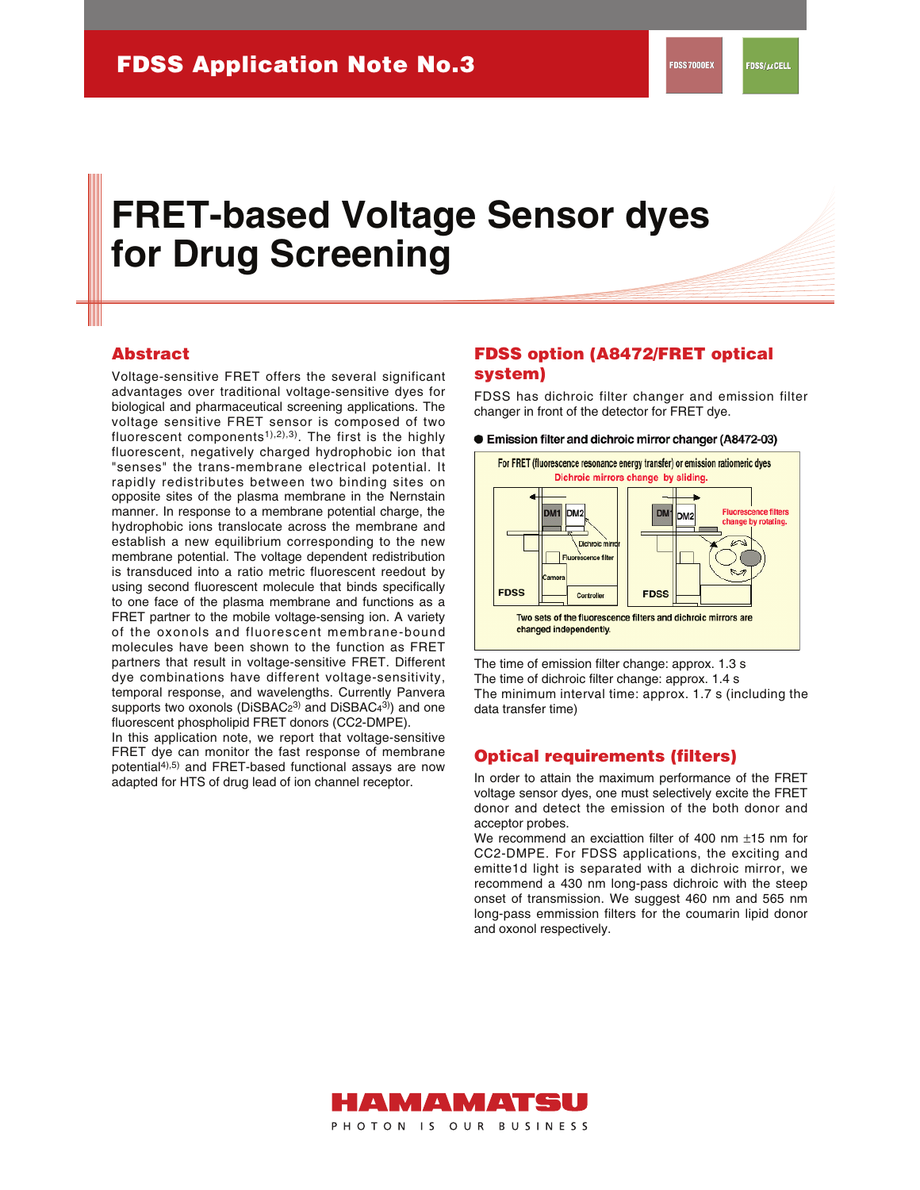# FDSS Application Note No.3

# FRET-based Voltage Sensor dyes for Drug Screening

## Abstract

Voltage-sensitive FRET offers the several significant advantages over traditional voltage-sensitive dyes for biological and pharmaceutical screening applications. The voltage sensitive FRET sensor is composed of two fluorescent components[1),2),3)]. The first is the highly fluorescent, negatively charged hydrophobic ion that "senses" the trans-membrane electrical potential. It rapidly redistributes between two binding sites on opposite sites of the plasma membrane in the Nernstain manner. In response to a membrane potential charge, the hydrophobic ions translocate across the membrane and establish a new equilibrium corresponding to the new membrane potential. The voltage dependent redistribution is transduced into a ratio metric fluorescent reedout by using second fluorescent molecule that binds specifically to one face of the plasma membrane and functions as a FRET partner to the mobile voltage-sensing ion. A variety of the oxonols and fluorescent membrane-bound molecules have been shown to the function as FRET partners that result in voltage-sensitive FRET. Different dye combinations have different voltage-sensitivity, temporal response, and wavelengths. Currently Panvera supports two oxonols ($DiSBAC_2$[3)] and $DiSBAC_4$[3)]) and one fluorescent phospholipid FRET donors (CC2-DMPE).

In this application note, we report that voltage-sensitive FRET dye can monitor the fast response of membrane potential[4),5)] and FRET-based functional assays are now adapted for HTS of drug lead of ion channel receptor.

## FDSS option (A8472/FRET optical system)

FDSS has dichroic filter changer and emission filter changer in front of the detector for FRET dye.

● **Emission filter and dichroic mirror changer (A8472-03)**

For FRET (fluorescence resonance energy transfer) or emission ratiometric dyes
Dichroic mirrors change by sliding.

DM1 DM2 Dichroic mirror Fluorescence filter Camera Controller FDSS

DM1 DM2 Fluorescence filters change by rotating. FDSS

Two sets of the fluorescence filters and dichroic mirrors are changed independently.

The time of emission filter change: approx. 1.3 s
The time of dichroic filter change: approx. 1.4 s
The minimum interval time: approx. 1.7 s (including the data transfer time)

## Optical requirements (filters)

In order to attain the maximum performance of the FRET voltage sensor dyes, one must selectively excite the FRET donor and detect the emission of the both donor and acceptor probes.

We recommend an exciattion filter of 400 nm ±15 nm for CC2-DMPE. For FDSS applications, the exciting and emitte1d light is separated with a dichroic mirror, we recommend a 430 nm long-pass dichroic with the steep onset of transmission. We suggest 460 nm and 565 nm long-pass emmission filters for the coumarin lipid donor and oxonol respectively.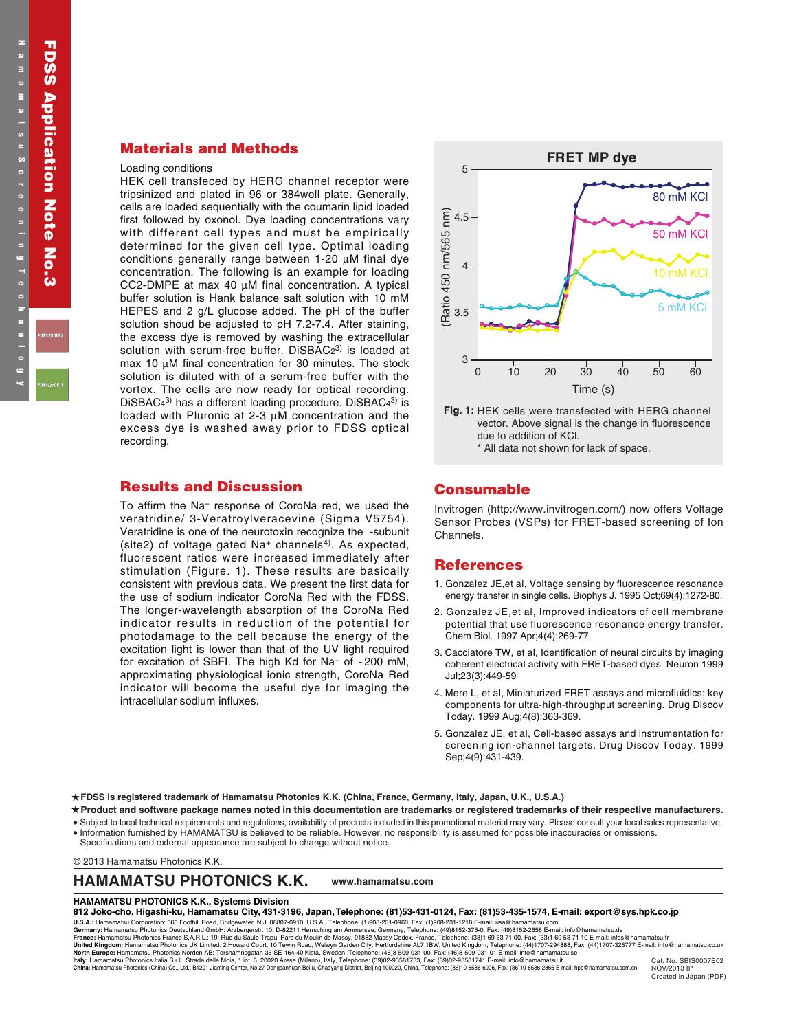## Materials and Methods

Loading conditions

HEK cell transfeced by HERG channel receptor were tripsinized and plated in 96 or 384well plate. Generally, cells are loaded sequentially with the coumarin lipid loaded first followed by oxonol. Dye loading concentrations vary with different cell types and must be empirically determined for the given cell type. Optimal loading conditions generally range between 1-20 µM final dye concentration. The following is an example for loading CC2-DMPE at max 40 µM final concentration. A typical buffer solution is Hank balance salt solution with 10 mM HEPES and 2 g/L glucose added. The pH of the buffer solution shoud be adjusted to pH 7.2-7.4. After staining, the excess dye is removed by washing the extracellular solution with serum-free buffer. DiSBAC2[3]) is loaded at max 10 µM final concentration for 30 minutes. The stock solution is diluted with of a serum-free buffer with the vortex. The cells are now ready for optical recording. DiSBAC4[3]) has a different loading procedure. DiSBAC4[3]) is loaded with Pluronic at 2-3 µM concentration and the excess dye is washed away prior to FDSS optical recording.

## Results and Discussion

To affirm the $Na^+$ response of CoroNa red, we used the veratridine/ 3-Veratroylveracevine (Sigma V5754). Veratridine is one of the neurotoxin recognize the -subunit (site2) of voltage gated $Na^+$ channels[4]). As expected, fluorescent ratios were increased immediately after stimulation (Figure. 1). These results are basically consistent with previous data. We present the first data for the use of sodium indicator CoroNa Red with the FDSS. The longer-wavelength absorption of the CoroNa Red indicator results in reduction of the potential for photodamage to the cell because the energy of the excitation light is lower than that of the UV light required for excitation of SBFI. The high Kd for $Na^+$ of ~200 mM, approximating physiological ionic strength, CoroNa Red indicator will become the useful dye for imaging the intracellular sodium influxes.

FRET MP dye

(Ratio 450 nm/565 nm)

5
4.5
4
3.5
3

0 10 20 30 40 50 60

Time (s)

80 mM KCl
50 mM KCl
10 mM KCl
5 mM KCl

**Fig. 1:** HEK cells were transfected with HERG channel vector. Above signal is the change in fluorescence due to addition of KCl.
\* All data not shown for lack of space.

## Consumable

Invitrogen (http://www.invitrogen.com/) now offers Voltage Sensor Probes (VSPs) for FRET-based screening of Ion Channels.

## References

1. Gonzalez JE,et al, Voltage sensing by fluorescence resonance energy transfer in single cells. Biophys J. 1995 Oct;69(4):1272-80.
2. Gonzalez JE,et al, Improved indicators of cell membrane potential that use fluorescence resonance energy transfer. Chem Biol. 1997 Apr;4(4):269-77.
3. Cacciatore TW, et al, Identification of neural circuits by imaging coherent electrical activity with FRET-based dyes. Neuron 1999 Jul;23(3):449-59
4. Mere L, et al, Miniaturized FRET assays and microfluidics: key components for ultra-high-throughput screening. Drug Discov Today. 1999 Aug;4(8):363-369.
5. Gonzalez JE, et al, Cell-based assays and instrumentation for screening ion-channel targets. Drug Discov Today. 1999 Sep;4(9):431-439.

★**FDSS is registered trademark of Hamamatsu Photonics K.K. (China, France, Germany, Italy, Japan, U.K., U.S.A.)**
★**Product and software package names noted in this documentation are trademarks or registered trademarks of their respective manufacturers.**
- Subject to local technical requirements and regulations, availability of products included in this promotional material may vary. Please consult your local sales representative.
- Information furnished by HAMAMATSU is believed to be reliable. However, no responsibility is assumed for possible inaccuracies or omissions. Specifications and external appearance are subject to change without notice.

© 2013 Hamamatsu Photonics K.K.

**HAMAMATSU PHOTONICS K.K.** www.hamamatsu.com

**HAMAMATSU PHOTONICS K.K., Systems Division**
**812 Joko-cho, Higashi-ku, Hamamatsu City, 431-3196, Japan, Telephone: (81)53-431-0124, Fax: (81)53-435-1574, E-mail: export@sys.hpk.co.jp**

**U.S.A.:** Hamamatsu Corporation: 360 Foothill Road, Bridgewater. N.J. 08807-0910, U.S.A., Telephone: (1)908-231-0960, Fax: (1)908-231-1218 E-mail: usa@hamamatsu.com
**Germany:** Hamamatsu Photonics Deutschland GmbH: Arzbergerstr. 10, D-82211 Herrsching am Ammersee, Germany, Telephone: (49)8152-375-0, Fax: (49)8152-2658 E-mail: info@hamamatsu.de
**France:** Hamamatsu Photonics France S.A.R.L.: 19, Rue du Saule Trapu, Parc du Moulin de Massy, 91882 Massy Cedex, France, Telephone: (33)1 69 53 71 00, Fax: (33)1 69 53 71 10 E-mail: infos@hamamatsu.fr
**United Kingdom:** Hamamatsu Photonics UK Limited: 2 Howard Court, 10 Tewin Road, Welwyn Garden City, Hertfordshire AL7 1BW, United Kingdom, Telephone: (44)1707-294888, Fax: (44)1707-325777 E-mail: info@hamamatsu.co.uk
**North Europe:** Hamamatsu Photonics Norden AB: Torshamnsgatan 35 SE-164 40 Kista, Sweden, Telephone: (46)8-509-031-00, Fax: (46)8-509-031-01 E-mail: info@hamamatsu.se
**Italy:** Hamamatsu Photonics Italia S.r.l.: Strada della Moia, 1 int. 6, 20020 Arese (Milano), Italy, Telephone: (39)02-93581733, Fax: (39)02-93581741 E-mail: info@hamamatsu.it
**China:** Hamamatsu Photonics (China) Co., Ltd.: B1201 Jiaming Center, No.27 Dongsanhuan Beilu, Chaoyang District, Beijing 100020, China, Telephone: (86)10-6586-6006, Fax: (86)10-6586-2866 E-mail: hpc@hamamatsu.com.cn

Cat. No. SBIS0007E02
NOV/2013 IP
Created in Japan (PDF)